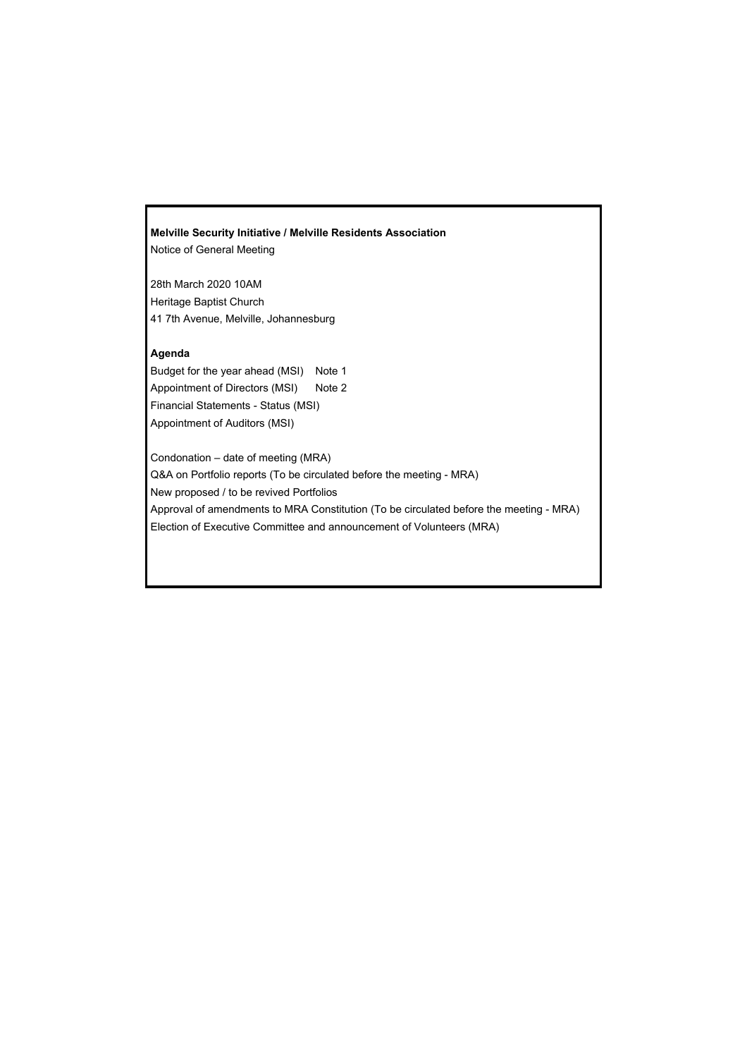**Melville Security Initiative / Melville Residents Association**

Notice of General Meeting

28th March 2020 10AM
Heritage Baptist Church
41 7th Avenue, Melville, Johannesburg

**Agenda**

Budget for the year ahead (MSI) Note 1
Appointment of Directors (MSI) Note 2
Financial Statements - Status (MSI)
Appointment of Auditors (MSI)

Condonation – date of meeting (MRA)
Q&A on Portfolio reports (To be circulated before the meeting - MRA)
New proposed / to be revived Portfolios
Approval of amendments to MRA Constitution (To be circulated before the meeting - MRA)
Election of Executive Committee and announcement of Volunteers (MRA)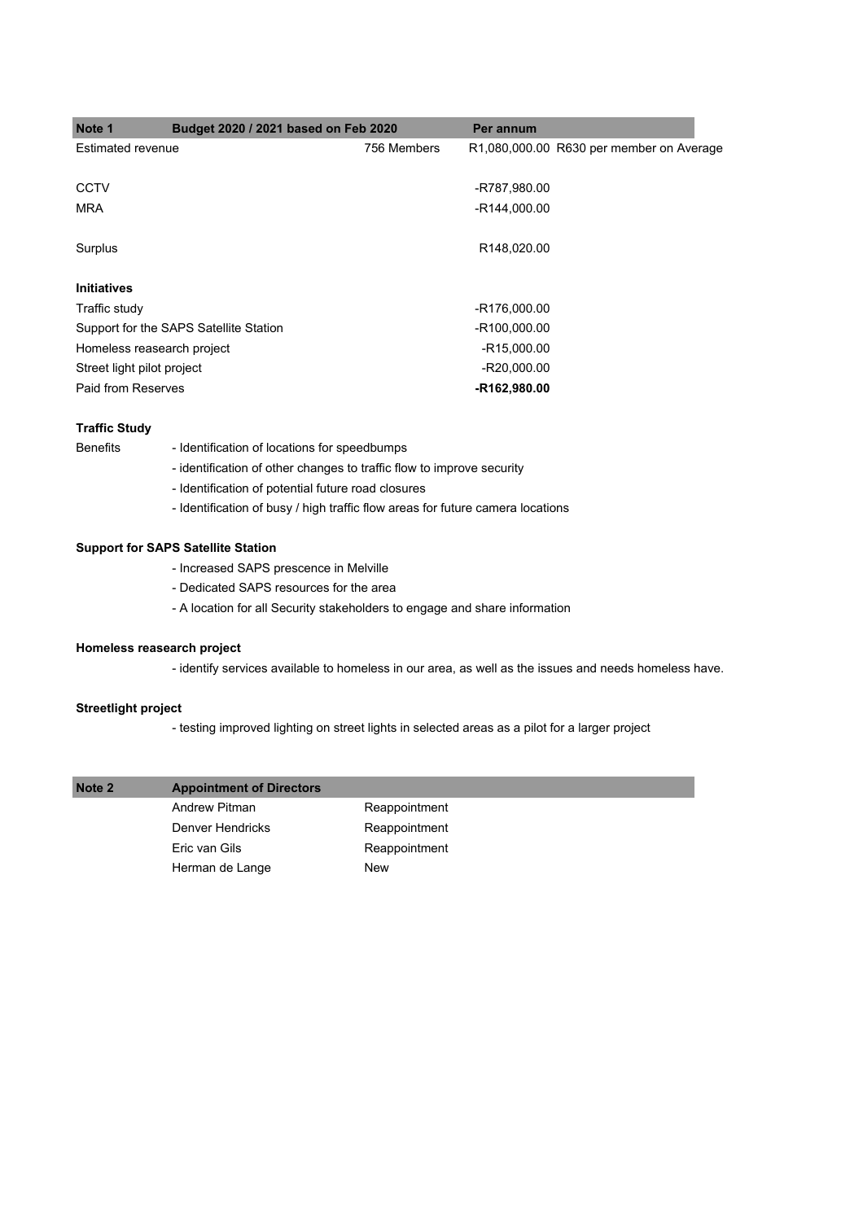| Note 1 | Budget 2020 / 2021 based on Feb 2020 | | Per annum | |
|---|---|---|---|---|
| Estimated revenue | | 756 Members | R1,080,000.00 | R630 per member on Average |
| | | | | |
| CCTV | | | -R787,980.00 | |
| MRA | | | -R144,000.00 | |
| | | | | |
| Surplus | | | R148,020.00 | |
| | | | | |
| **Initiatives** | | | | |
| Traffic study | | | -R176,000.00 | |
| Support for the SAPS Satellite Station | | | -R100,000.00 | |
| Homeless reasearch project | | | -R15,000.00 | |
| Street light pilot project | | | -R20,000.00 | |
| Paid from Reserves | | | **-R162,980.00** | |

**Traffic Study**

Benefits
- Identification of locations for speedbumps
- identification of other changes to traffic flow to improve security
- Identification of potential future road closures
- Identification of busy / high traffic flow areas for future camera locations

**Support for SAPS Satellite Station**

- Increased SAPS prescence in Melville
- Dedicated SAPS resources for the area
- A location for all Security stakeholders to engage and share information

**Homeless reasearch project**

- identify services available to homeless in our area, as well as the issues and needs homeless have.

**Streetlight project**

- testing improved lighting on street lights in selected areas as a pilot for a larger project

| Note 2 | Appointment of Directors | |
|---|---|---|
| | Andrew Pitman | Reappointment |
| | Denver Hendricks | Reappointment |
| | Eric van Gils | Reappointment |
| | Herman de Lange | New |